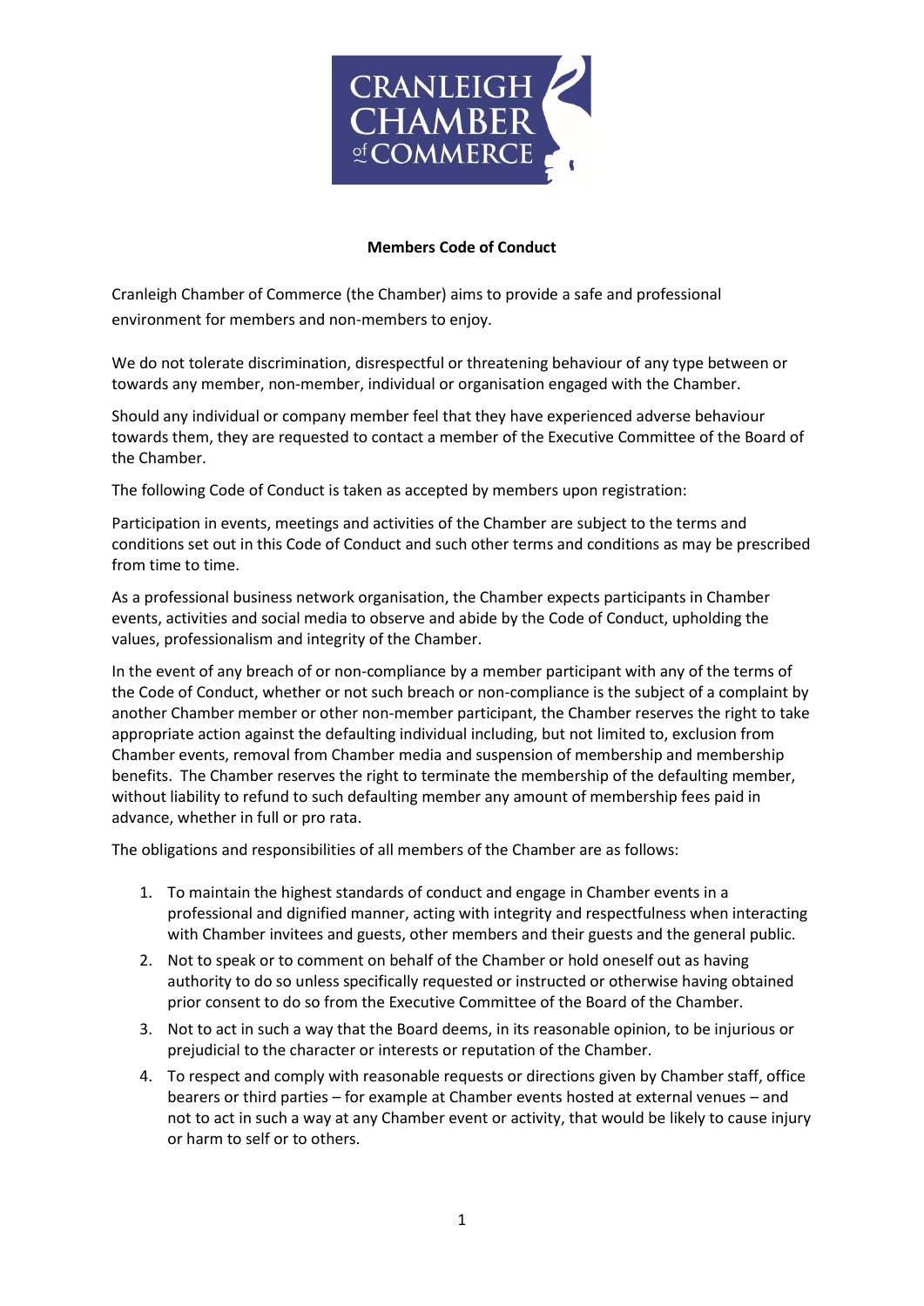**Members Code of Conduct**

Cranleigh Chamber of Commerce (the Chamber) aims to provide a safe and professional environment for members and non-members to enjoy.

We do not tolerate discrimination, disrespectful or threatening behaviour of any type between or towards any member, non-member, individual or organisation engaged with the Chamber.

Should any individual or company member feel that they have experienced adverse behaviour towards them, they are requested to contact a member of the Executive Committee of the Board of the Chamber.

The following Code of Conduct is taken as accepted by members upon registration:

Participation in events, meetings and activities of the Chamber are subject to the terms and conditions set out in this Code of Conduct and such other terms and conditions as may be prescribed from time to time.

As a professional business network organisation, the Chamber expects participants in Chamber events, activities and social media to observe and abide by the Code of Conduct, upholding the values, professionalism and integrity of the Chamber.

In the event of any breach of or non-compliance by a member participant with any of the terms of the Code of Conduct, whether or not such breach or non-compliance is the subject of a complaint by another Chamber member or other non-member participant, the Chamber reserves the right to take appropriate action against the defaulting individual including, but not limited to, exclusion from Chamber events, removal from Chamber media and suspension of membership and membership benefits. The Chamber reserves the right to terminate the membership of the defaulting member, without liability to refund to such defaulting member any amount of membership fees paid in advance, whether in full or pro rata.

The obligations and responsibilities of all members of the Chamber are as follows:

1. To maintain the highest standards of conduct and engage in Chamber events in a professional and dignified manner, acting with integrity and respectfulness when interacting with Chamber invitees and guests, other members and their guests and the general public.
2. Not to speak or to comment on behalf of the Chamber or hold oneself out as having authority to do so unless specifically requested or instructed or otherwise having obtained prior consent to do so from the Executive Committee of the Board of the Chamber.
3. Not to act in such a way that the Board deems, in its reasonable opinion, to be injurious or prejudicial to the character or interests or reputation of the Chamber.
4. To respect and comply with reasonable requests or directions given by Chamber staff, office bearers or third parties – for example at Chamber events hosted at external venues – and not to act in such a way at any Chamber event or activity, that would be likely to cause injury or harm to self or to others.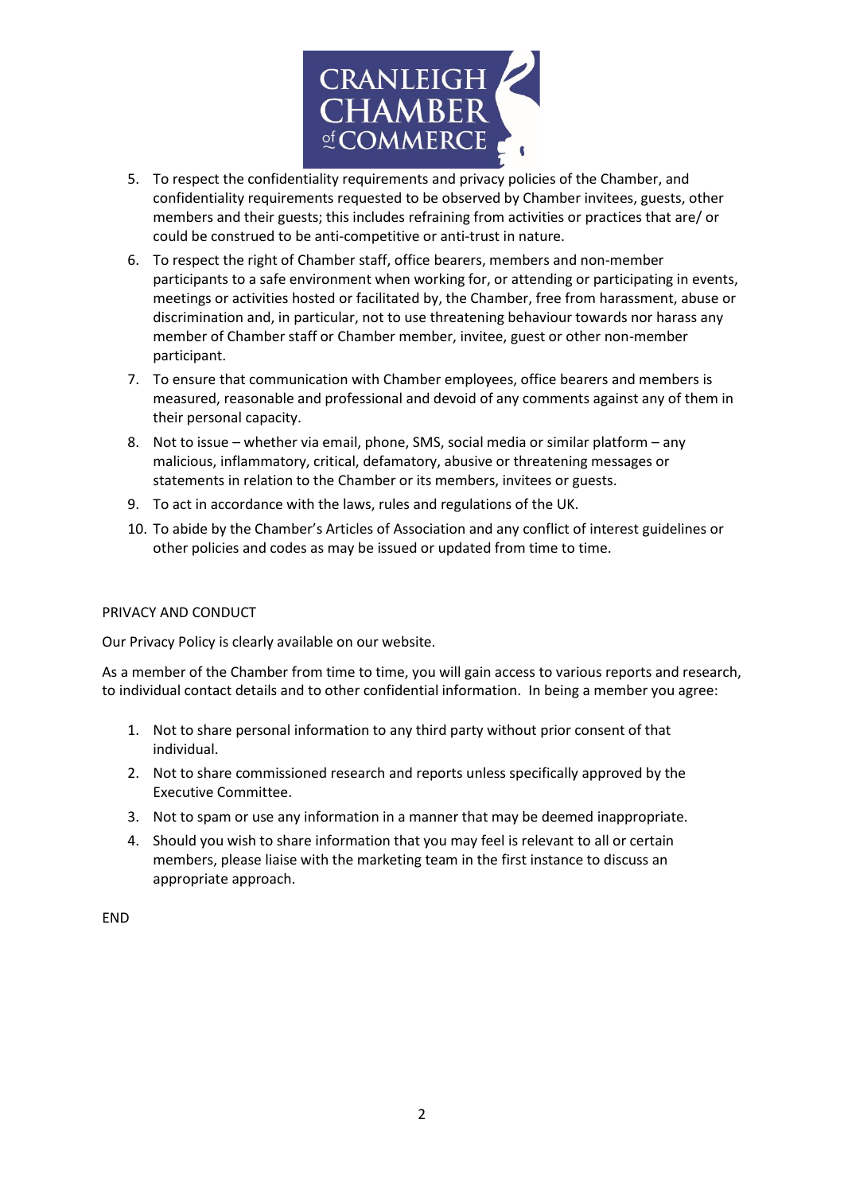5. To respect the confidentiality requirements and privacy policies of the Chamber, and confidentiality requirements requested to be observed by Chamber invitees, guests, other members and their guests; this includes refraining from activities or practices that are/ or could be construed to be anti-competitive or anti-trust in nature.
6. To respect the right of Chamber staff, office bearers, members and non-member participants to a safe environment when working for, or attending or participating in events, meetings or activities hosted or facilitated by, the Chamber, free from harassment, abuse or discrimination and, in particular, not to use threatening behaviour towards nor harass any member of Chamber staff or Chamber member, invitee, guest or other non-member participant.
7. To ensure that communication with Chamber employees, office bearers and members is measured, reasonable and professional and devoid of any comments against any of them in their personal capacity.
8. Not to issue – whether via email, phone, SMS, social media or similar platform – any malicious, inflammatory, critical, defamatory, abusive or threatening messages or statements in relation to the Chamber or its members, invitees or guests.
9. To act in accordance with the laws, rules and regulations of the UK.
10. To abide by the Chamber's Articles of Association and any conflict of interest guidelines or other policies and codes as may be issued or updated from time to time.

PRIVACY AND CONDUCT

Our Privacy Policy is clearly available on our website.

As a member of the Chamber from time to time, you will gain access to various reports and research, to individual contact details and to other confidential information. In being a member you agree:

1. Not to share personal information to any third party without prior consent of that individual.
2. Not to share commissioned research and reports unless specifically approved by the Executive Committee.
3. Not to spam or use any information in a manner that may be deemed inappropriate.
4. Should you wish to share information that you may feel is relevant to all or certain members, please liaise with the marketing team in the first instance to discuss an appropriate approach.

END